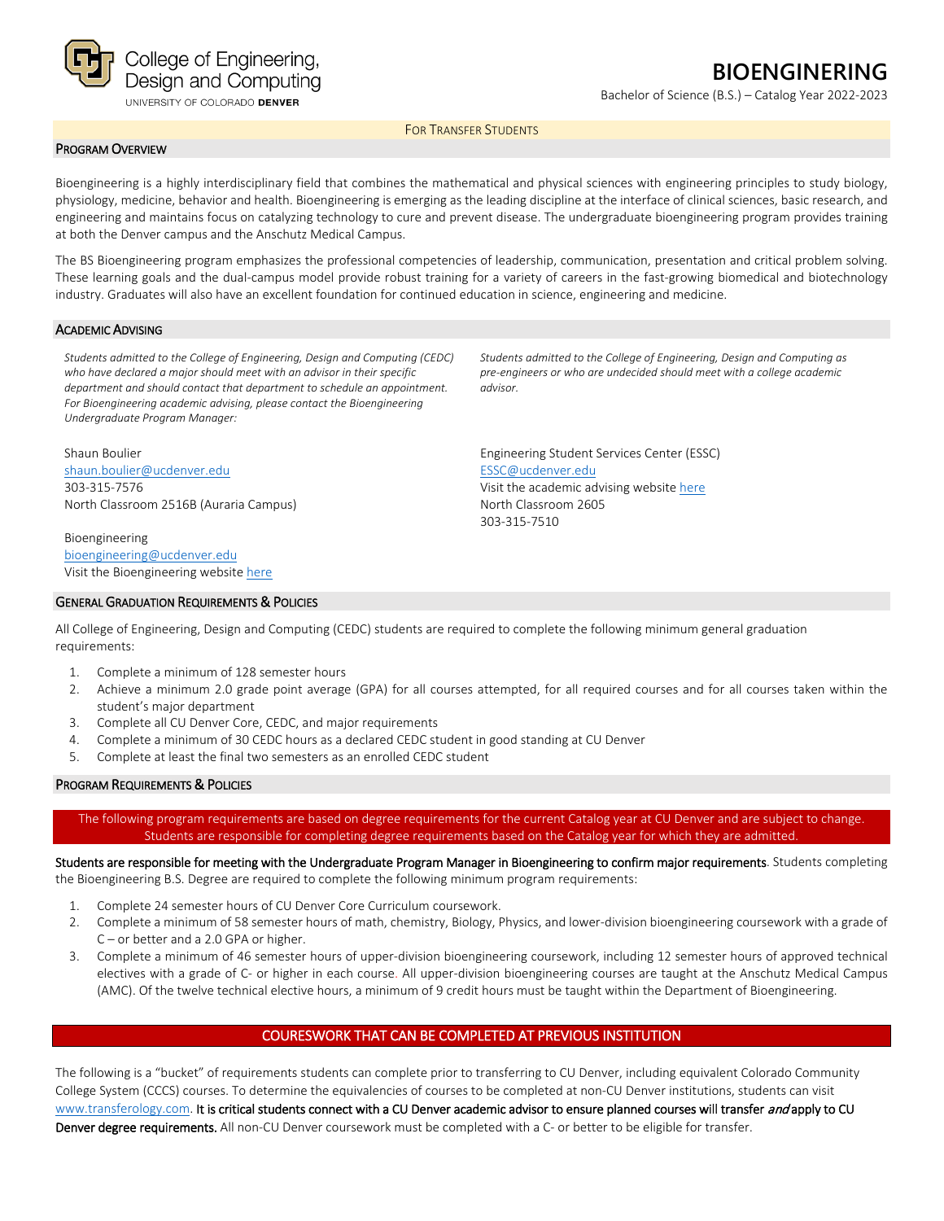College of Engineering, Design and Computing
UNIVERSITY OF COLORADO DENVER

# BIOENGINERING

Bachelor of Science (B.S.) – Catalog Year 2022-2023

FOR TRANSFER STUDENTS

## PROGRAM OVERVIEW

Bioengineering is a highly interdisciplinary field that combines the mathematical and physical sciences with engineering principles to study biology, physiology, medicine, behavior and health. Bioengineering is emerging as the leading discipline at the interface of clinical sciences, basic research, and engineering and maintains focus on catalyzing technology to cure and prevent disease. The undergraduate bioengineering program provides training at both the Denver campus and the Anschutz Medical Campus.

The BS Bioengineering program emphasizes the professional competencies of leadership, communication, presentation and critical problem solving. These learning goals and the dual-campus model provide robust training for a variety of careers in the fast-growing biomedical and biotechnology industry. Graduates will also have an excellent foundation for continued education in science, engineering and medicine.

## ACADEMIC ADVISING

*Students admitted to the College of Engineering, Design and Computing (CEDC) who have declared a major should meet with an advisor in their specific department and should contact that department to schedule an appointment. For Bioengineering academic advising, please contact the Bioengineering Undergraduate Program Manager:*

Shaun Boulier
shaun.boulier@ucdenver.edu
303-315-7576
North Classroom 2516B (Auraria Campus)

Bioengineering
bioengineering@ucdenver.edu
Visit the Bioengineering website here

*Students admitted to the College of Engineering, Design and Computing as pre-engineers or who are undecided should meet with a college academic advisor.*

Engineering Student Services Center (ESSC)
ESSC@ucdenver.edu
Visit the academic advising website here
North Classroom 2605
303-315-7510

## GENERAL GRADUATION REQUIREMENTS & POLICIES

All College of Engineering, Design and Computing (CEDC) students are required to complete the following minimum general graduation requirements:

1. Complete a minimum of 128 semester hours
2. Achieve a minimum 2.0 grade point average (GPA) for all courses attempted, for all required courses and for all courses taken within the student's major department
3. Complete all CU Denver Core, CEDC, and major requirements
4. Complete a minimum of 30 CEDC hours as a declared CEDC student in good standing at CU Denver
5. Complete at least the final two semesters as an enrolled CEDC student

## PROGRAM REQUIREMENTS & POLICIES

The following program requirements are based on degree requirements for the current Catalog year at CU Denver and are subject to change. Students are responsible for completing degree requirements based on the Catalog year for which they are admitted.

**Students are responsible for meeting with the Undergraduate Program Manager in Bioengineering to confirm major requirements**. Students completing the Bioengineering B.S. Degree are required to complete the following minimum program requirements:

1. Complete 24 semester hours of CU Denver Core Curriculum coursework.
2. Complete a minimum of 58 semester hours of math, chemistry, Biology, Physics, and lower-division bioengineering coursework with a grade of C – or better and a 2.0 GPA or higher.
3. Complete a minimum of 46 semester hours of upper-division bioengineering coursework, including 12 semester hours of approved technical electives with a grade of C- or higher in each course. All upper-division bioengineering courses are taught at the Anschutz Medical Campus (AMC). Of the twelve technical elective hours, a minimum of 9 credit hours must be taught within the Department of Bioengineering.

## COURESWORK THAT CAN BE COMPLETED AT PREVIOUS INSTITUTION

The following is a "bucket" of requirements students can complete prior to transferring to CU Denver, including equivalent Colorado Community College System (CCCS) courses. To determine the equivalencies of courses to be completed at non-CU Denver institutions, students can visit www.transferology.com. **It is critical students connect with a CU Denver academic advisor to ensure planned courses will transfer *and* apply to CU Denver degree requirements.** All non-CU Denver coursework must be completed with a C- or better to be eligible for transfer.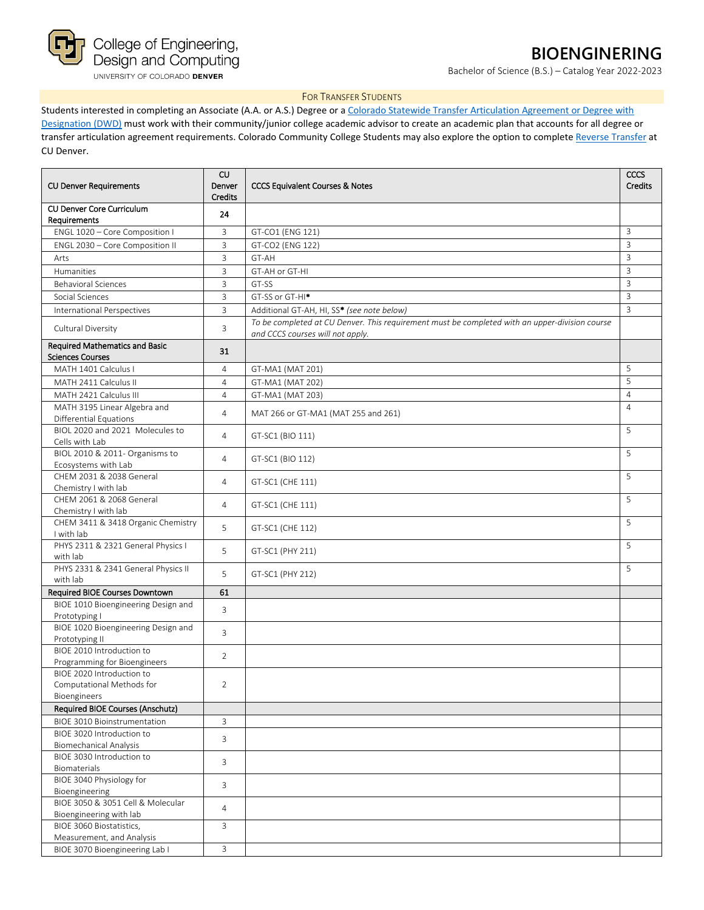# BIOENGINERING

Bachelor of Science (B.S.) – Catalog Year 2022-2023

## For Transfer Students

Students interested in completing an Associate (A.A. or A.S.) Degree or a [Colorado Statewide Transfer Articulation Agreement or Degree with Designation (DWD)] must work with their community/junior college academic advisor to create an academic plan that accounts for all degree or transfer articulation agreement requirements. Colorado Community College Students may also explore the option to complete [Reverse Transfer] at CU Denver.

| CU Denver Requirements | CU Denver Credits | CCCS Equivalent Courses & Notes | CCCS Credits |
|---|---|---|---|
| **CU Denver Core Curriculum Requirements** | **24** | | |
| ENGL 1020 – Core Composition I | 3 | GT-CO1 (ENG 121) | 3 |
| ENGL 2030 – Core Composition II | 3 | GT-CO2 (ENG 122) | 3 |
| Arts | 3 | GT-AH | 3 |
| Humanities | 3 | GT-AH or GT-HI | 3 |
| Behavioral Sciences | 3 | GT-SS | 3 |
| Social Sciences | 3 | GT-SS or GT-HI* | 3 |
| International Perspectives | 3 | Additional GT-AH, HI, SS* *(see note below)* | 3 |
| Cultural Diversity | 3 | *To be completed at CU Denver. This requirement must be completed with an upper-division course and CCCS courses will not apply.* | |
| **Required Mathematics and Basic Sciences Courses** | **31** | | |
| MATH 1401 Calculus I | 4 | GT-MA1 (MAT 201) | 5 |
| MATH 2411 Calculus II | 4 | GT-MA1 (MAT 202) | 5 |
| MATH 2421 Calculus III | 4 | GT-MA1 (MAT 203) | 4 |
| MATH 3195 Linear Algebra and Differential Equations | 4 | MAT 266 or GT-MA1 (MAT 255 and 261) | 4 |
| BIOL 2020 and 2021 Molecules to Cells with Lab | 4 | GT-SC1 (BIO 111) | 5 |
| BIOL 2010 & 2011- Organisms to Ecosystems with Lab | 4 | GT-SC1 (BIO 112) | 5 |
| CHEM 2031 & 2038 General Chemistry I with lab | 4 | GT-SC1 (CHE 111) | 5 |
| CHEM 2061 & 2068 General Chemistry I with lab | 4 | GT-SC1 (CHE 111) | 5 |
| CHEM 3411 & 3418 Organic Chemistry I with lab | 5 | GT-SC1 (CHE 112) | 5 |
| PHYS 2311 & 2321 General Physics I with lab | 5 | GT-SC1 (PHY 211) | 5 |
| PHYS 2331 & 2341 General Physics II with lab | 5 | GT-SC1 (PHY 212) | 5 |
| **Required BIOE Courses Downtown** | **61** | | |
| BIOE 1010 Bioengineering Design and Prototyping I | 3 | | |
| BIOE 1020 Bioengineering Design and Prototyping II | 3 | | |
| BIOE 2010 Introduction to Programming for Bioengineers | 2 | | |
| BIOE 2020 Introduction to Computational Methods for Bioengineers | 2 | | |
| **Required BIOE Courses (Anschutz)** | | | |
| BIOE 3010 Bioinstrumentation | 3 | | |
| BIOE 3020 Introduction to Biomechanical Analysis | 3 | | |
| BIOE 3030 Introduction to Biomaterials | 3 | | |
| BIOE 3040 Physiology for Bioengineering | 3 | | |
| BIOE 3050 & 3051 Cell & Molecular Bioengineering with lab | 4 | | |
| BIOE 3060 Biostatistics, Measurement, and Analysis | 3 | | |
| BIOE 3070 Bioengineering Lab I | 3 | | |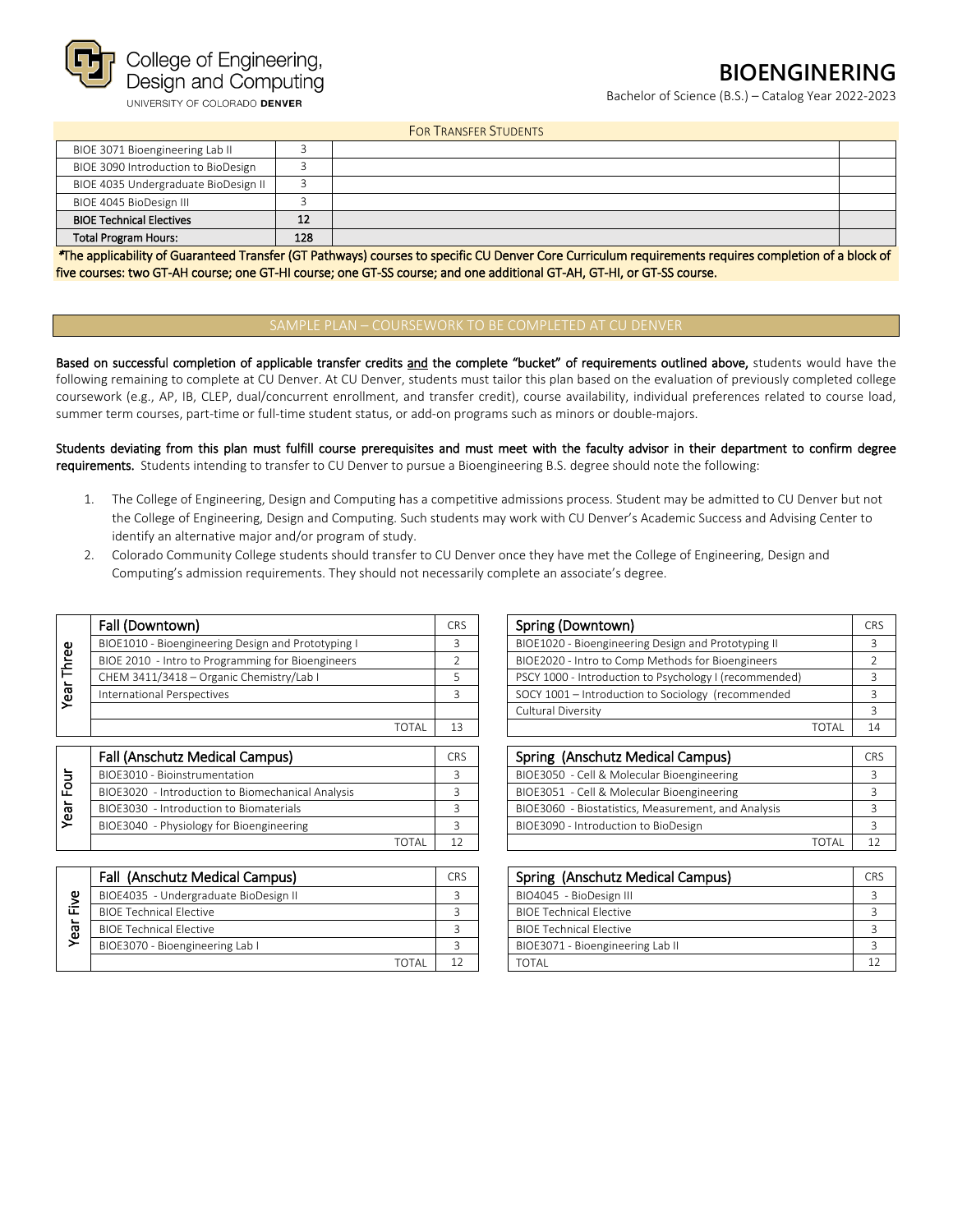# BIOENGINERING

Bachelor of Science (B.S.) – Catalog Year 2022-2023

FOR TRANSFER STUDENTS

| | | | |
|---|---|---|---|
| BIOE 3071 Bioengineering Lab II | 3 | | |
| BIOE 3090 Introduction to BioDesign | 3 | | |
| BIOE 4035 Undergraduate BioDesign II | 3 | | |
| BIOE 4045 BioDesign III | 3 | | |
| **BIOE Technical Electives** | **12** | | |
| **Total Program Hours:** | **128** | | |

*The applicability of Guaranteed Transfer (GT Pathways) courses to specific CU Denver Core Curriculum requirements requires completion of a block of five courses: two GT-AH course; one GT-HI course; one GT-SS course; and one additional GT-AH, GT-HI, or GT-SS course.

## SAMPLE PLAN – COURSEWORK TO BE COMPLETED AT CU DENVER

**Based on successful completion of applicable transfer credits and the complete "bucket" of requirements outlined above,** students would have the following remaining to complete at CU Denver. At CU Denver, students must tailor this plan based on the evaluation of previously completed college coursework (e.g., AP, IB, CLEP, dual/concurrent enrollment, and transfer credit), course availability, individual preferences related to course load, summer term courses, part-time or full-time student status, or add-on programs such as minors or double-majors.

**Students deviating from this plan must fulfill course prerequisites and must meet with the faculty advisor in their department to confirm degree requirements.** Students intending to transfer to CU Denver to pursue a Bioengineering B.S. degree should note the following:

1. The College of Engineering, Design and Computing has a competitive admissions process. Student may be admitted to CU Denver but not the College of Engineering, Design and Computing. Such students may work with CU Denver's Academic Success and Advising Center to identify an alternative major and/or program of study.
2. Colorado Community College students should transfer to CU Denver once they have met the College of Engineering, Design and Computing's admission requirements. They should not necessarily complete an associate's degree.

**Year Three**

| Fall (Downtown) | CRS |
|---|---|
| BIOE1010 - Bioengineering Design and Prototyping I | 3 |
| BIOE 2010 - Intro to Programming for Bioengineers | 2 |
| CHEM 3411/3418 – Organic Chemistry/Lab I | 5 |
| International Perspectives | 3 |
| | |
| TOTAL | 13 |

| Spring (Downtown) | CRS |
|---|---|
| BIOE1020 - Bioengineering Design and Prototyping II | 3 |
| BIOE2020 - Intro to Comp Methods for Bioengineers | 2 |
| PSCY 1000 - Introduction to Psychology I (recommended) | 3 |
| SOCY 1001 – Introduction to Sociology (recommended | 3 |
| Cultural Diversity | 3 |
| TOTAL | 14 |

**Year Four**

| Fall (Anschutz Medical Campus) | CRS |
|---|---|
| BIOE3010 - Bioinstrumentation | 3 |
| BIOE3020 - Introduction to Biomechanical Analysis | 3 |
| BIOE3030 - Introduction to Biomaterials | 3 |
| BIOE3040 - Physiology for Bioengineering | 3 |
| TOTAL | 12 |

| Spring (Anschutz Medical Campus) | CRS |
|---|---|
| BIOE3050 - Cell & Molecular Bioengineering | 3 |
| BIOE3051 - Cell & Molecular Bioengineering | 3 |
| BIOE3060 - Biostatistics, Measurement, and Analysis | 3 |
| BIOE3090 - Introduction to BioDesign | 3 |
| TOTAL | 12 |

**Year Five**

| Fall (Anschutz Medical Campus) | CRS |
|---|---|
| BIOE4035 - Undergraduate BioDesign II | 3 |
| BIOE Technical Elective | 3 |
| BIOE Technical Elective | 3 |
| BIOE3070 - Bioengineering Lab I | 3 |
| TOTAL | 12 |

| Spring (Anschutz Medical Campus) | CRS |
|---|---|
| BIO4045 - BioDesign III | 3 |
| BIOE Technical Elective | 3 |
| BIOE Technical Elective | 3 |
| BIOE3071 - Bioengineering Lab II | 3 |
| TOTAL | 12 |